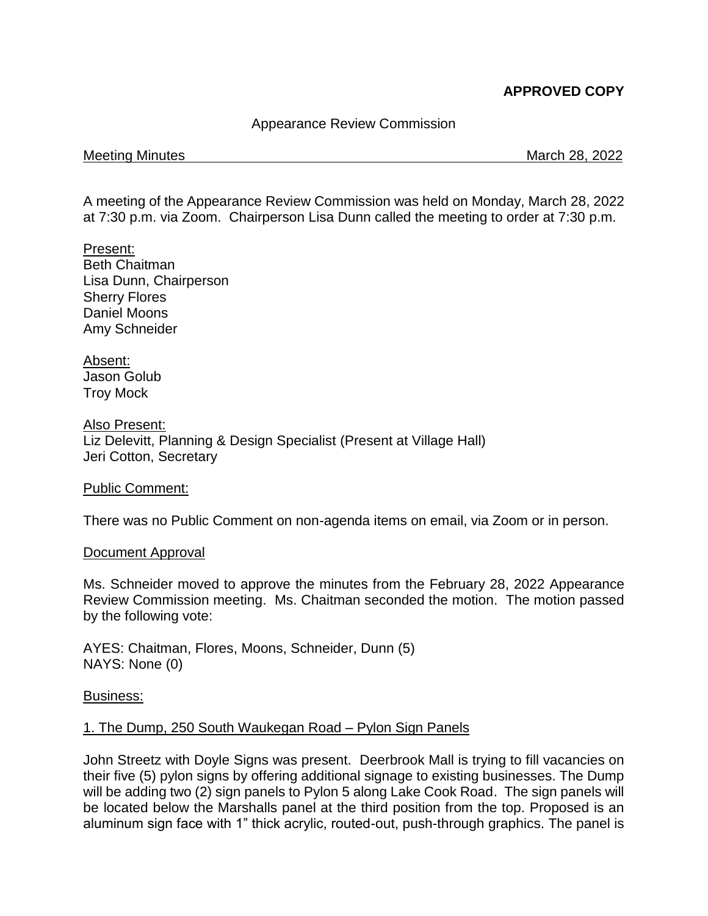**APPROVED COPY**

Appearance Review Commission

Meeting Minutes March 28, 2022

A meeting of the Appearance Review Commission was held on Monday, March 28, 2022 at 7:30 p.m. via Zoom. Chairperson Lisa Dunn called the meeting to order at 7:30 p.m.

Present:
Beth Chaitman
Lisa Dunn, Chairperson
Sherry Flores
Daniel Moons
Amy Schneider

Absent:
Jason Golub
Troy Mock

Also Present:
Liz Delevitt, Planning & Design Specialist (Present at Village Hall)
Jeri Cotton, Secretary

Public Comment:

There was no Public Comment on non-agenda items on email, via Zoom or in person.

Document Approval

Ms. Schneider moved to approve the minutes from the February 28, 2022 Appearance Review Commission meeting. Ms. Chaitman seconded the motion. The motion passed by the following vote:

AYES: Chaitman, Flores, Moons, Schneider, Dunn (5)
NAYS: None (0)

Business:

1. The Dump, 250 South Waukegan Road – Pylon Sign Panels

John Streetz with Doyle Signs was present. Deerbrook Mall is trying to fill vacancies on their five (5) pylon signs by offering additional signage to existing businesses. The Dump will be adding two (2) sign panels to Pylon 5 along Lake Cook Road. The sign panels will be located below the Marshalls panel at the third position from the top. Proposed is an aluminum sign face with 1" thick acrylic, routed-out, push-through graphics. The panel is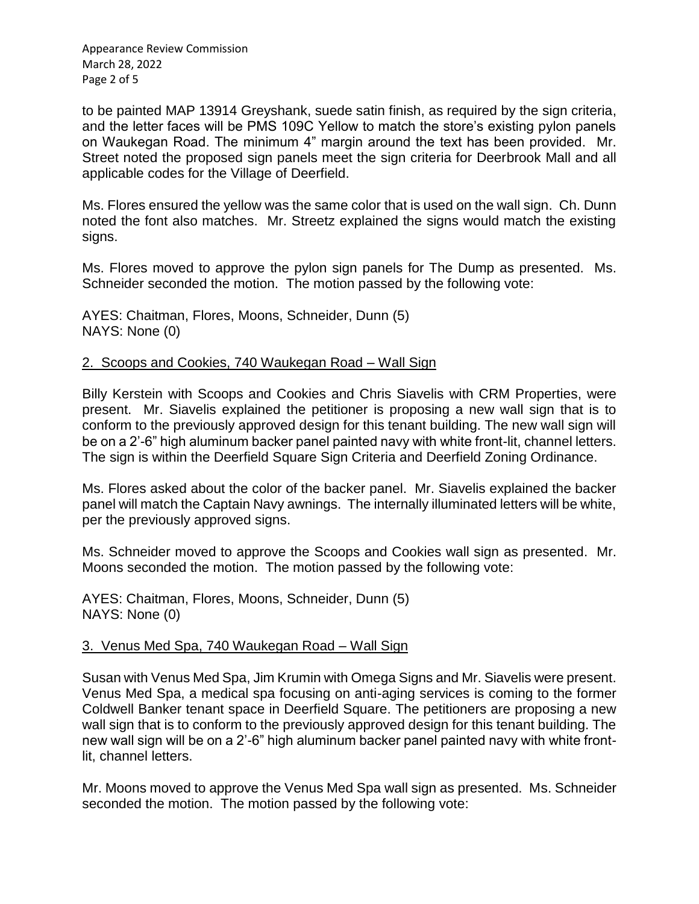to be painted MAP 13914 Greyshank, suede satin finish, as required by the sign criteria, and the letter faces will be PMS 109C Yellow to match the store's existing pylon panels on Waukegan Road. The minimum 4" margin around the text has been provided. Mr. Street noted the proposed sign panels meet the sign criteria for Deerbrook Mall and all applicable codes for the Village of Deerfield.

Ms. Flores ensured the yellow was the same color that is used on the wall sign. Ch. Dunn noted the font also matches. Mr. Streetz explained the signs would match the existing signs.

Ms. Flores moved to approve the pylon sign panels for The Dump as presented. Ms. Schneider seconded the motion. The motion passed by the following vote:

AYES: Chaitman, Flores, Moons, Schneider, Dunn (5)
NAYS: None (0)

<u>2. Scoops and Cookies, 740 Waukegan Road – Wall Sign</u>

Billy Kerstein with Scoops and Cookies and Chris Siavelis with CRM Properties, were present. Mr. Siavelis explained the petitioner is proposing a new wall sign that is to conform to the previously approved design for this tenant building. The new wall sign will be on a 2'-6" high aluminum backer panel painted navy with white front-lit, channel letters. The sign is within the Deerfield Square Sign Criteria and Deerfield Zoning Ordinance.

Ms. Flores asked about the color of the backer panel. Mr. Siavelis explained the backer panel will match the Captain Navy awnings. The internally illuminated letters will be white, per the previously approved signs.

Ms. Schneider moved to approve the Scoops and Cookies wall sign as presented. Mr. Moons seconded the motion. The motion passed by the following vote:

AYES: Chaitman, Flores, Moons, Schneider, Dunn (5)
NAYS: None (0)

<u>3. Venus Med Spa, 740 Waukegan Road – Wall Sign</u>

Susan with Venus Med Spa, Jim Krumin with Omega Signs and Mr. Siavelis were present. Venus Med Spa, a medical spa focusing on anti-aging services is coming to the former Coldwell Banker tenant space in Deerfield Square. The petitioners are proposing a new wall sign that is to conform to the previously approved design for this tenant building. The new wall sign will be on a 2'-6" high aluminum backer panel painted navy with white front-lit, channel letters.

Mr. Moons moved to approve the Venus Med Spa wall sign as presented. Ms. Schneider seconded the motion. The motion passed by the following vote: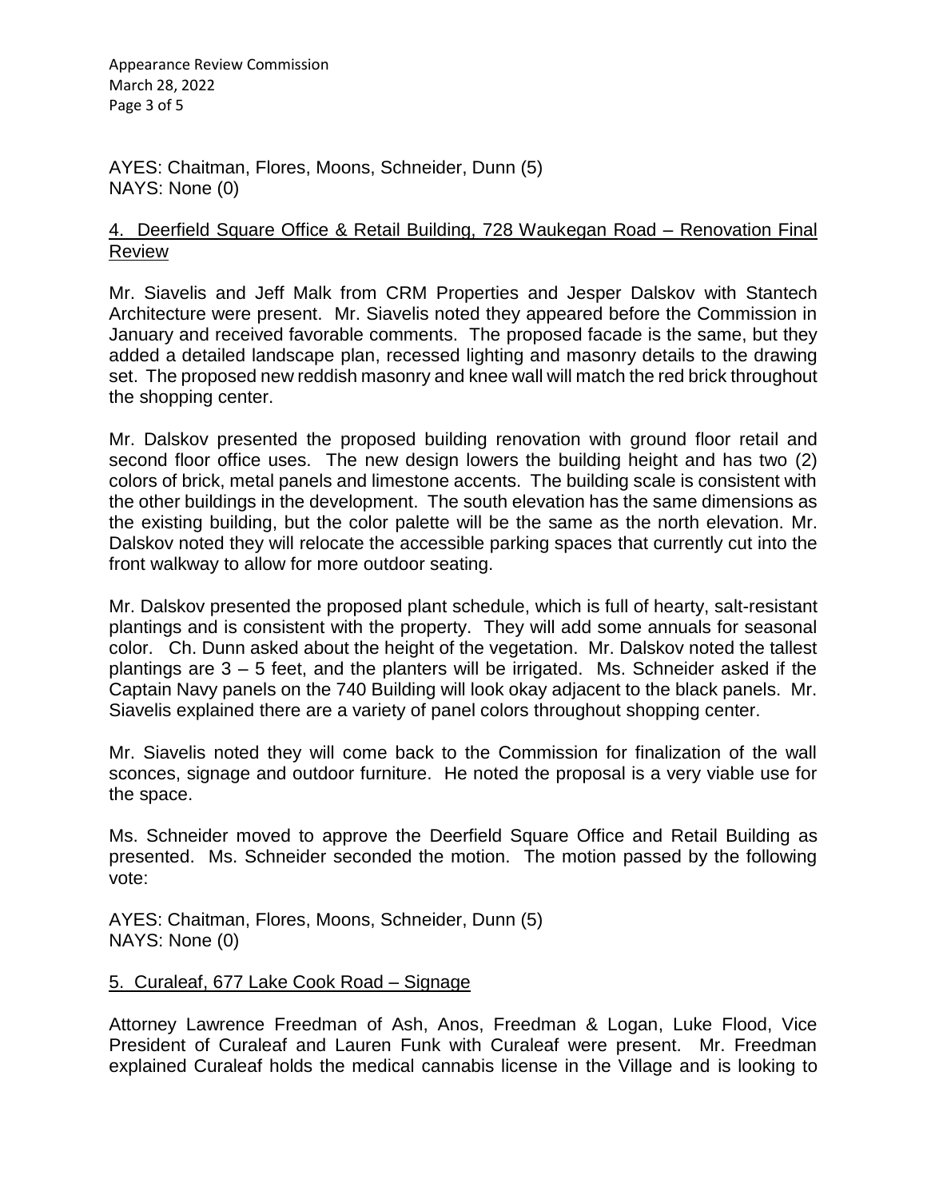AYES: Chaitman, Flores, Moons, Schneider, Dunn (5)
NAYS: None (0)

## 4. Deerfield Square Office & Retail Building, 728 Waukegan Road – Renovation Final Review

Mr. Siavelis and Jeff Malk from CRM Properties and Jesper Dalskov with Stantech Architecture were present. Mr. Siavelis noted they appeared before the Commission in January and received favorable comments. The proposed facade is the same, but they added a detailed landscape plan, recessed lighting and masonry details to the drawing set. The proposed new reddish masonry and knee wall will match the red brick throughout the shopping center.

Mr. Dalskov presented the proposed building renovation with ground floor retail and second floor office uses. The new design lowers the building height and has two (2) colors of brick, metal panels and limestone accents. The building scale is consistent with the other buildings in the development. The south elevation has the same dimensions as the existing building, but the color palette will be the same as the north elevation. Mr. Dalskov noted they will relocate the accessible parking spaces that currently cut into the front walkway to allow for more outdoor seating.

Mr. Dalskov presented the proposed plant schedule, which is full of hearty, salt-resistant plantings and is consistent with the property. They will add some annuals for seasonal color. Ch. Dunn asked about the height of the vegetation. Mr. Dalskov noted the tallest plantings are 3 – 5 feet, and the planters will be irrigated. Ms. Schneider asked if the Captain Navy panels on the 740 Building will look okay adjacent to the black panels. Mr. Siavelis explained there are a variety of panel colors throughout shopping center.

Mr. Siavelis noted they will come back to the Commission for finalization of the wall sconces, signage and outdoor furniture. He noted the proposal is a very viable use for the space.

Ms. Schneider moved to approve the Deerfield Square Office and Retail Building as presented. Ms. Schneider seconded the motion. The motion passed by the following vote:

AYES: Chaitman, Flores, Moons, Schneider, Dunn (5)
NAYS: None (0)

## 5. Curaleaf, 677 Lake Cook Road – Signage

Attorney Lawrence Freedman of Ash, Anos, Freedman & Logan, Luke Flood, Vice President of Curaleaf and Lauren Funk with Curaleaf were present. Mr. Freedman explained Curaleaf holds the medical cannabis license in the Village and is looking to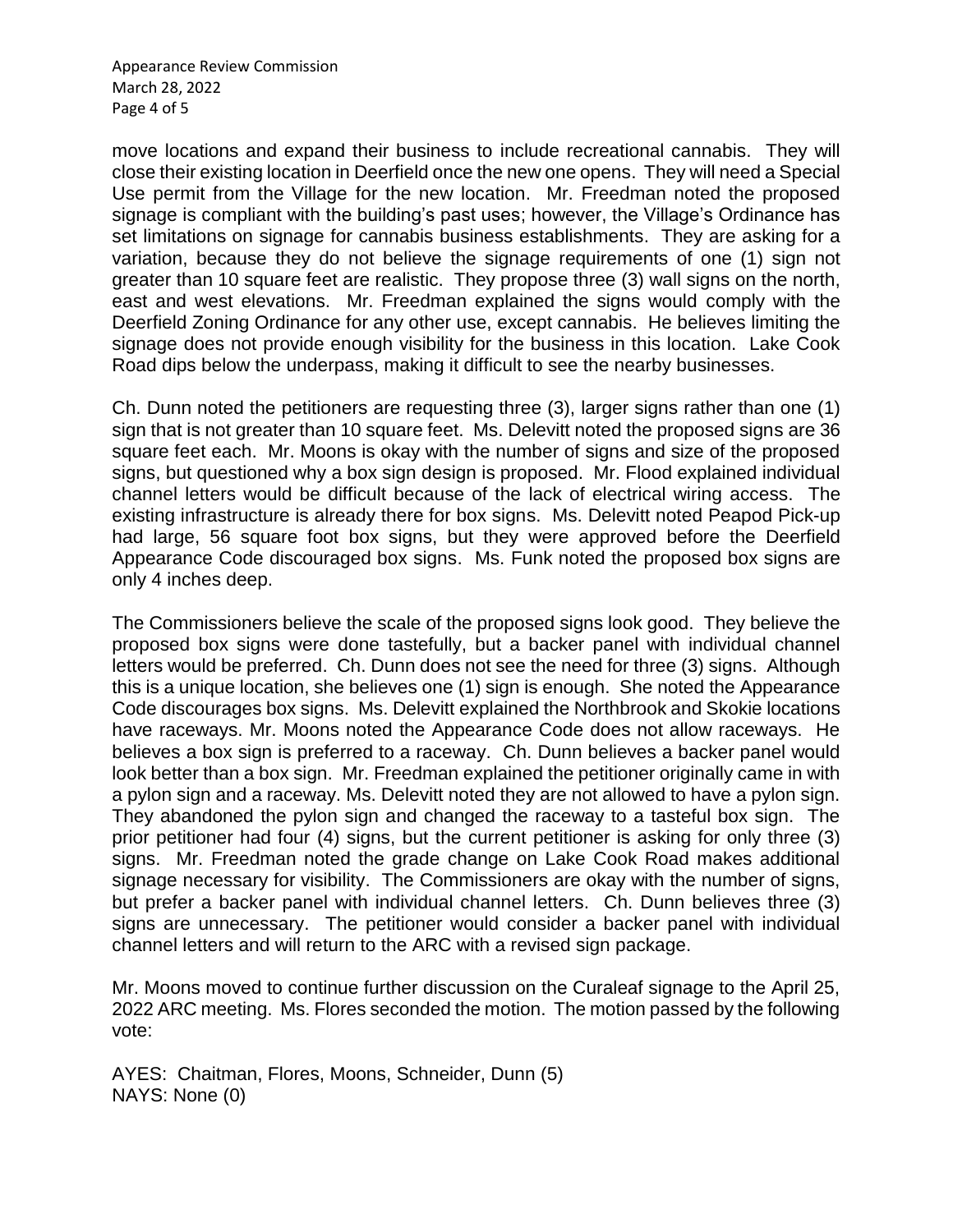move locations and expand their business to include recreational cannabis. They will close their existing location in Deerfield once the new one opens. They will need a Special Use permit from the Village for the new location. Mr. Freedman noted the proposed signage is compliant with the building's past uses; however, the Village's Ordinance has set limitations on signage for cannabis business establishments. They are asking for a variation, because they do not believe the signage requirements of one (1) sign not greater than 10 square feet are realistic. They propose three (3) wall signs on the north, east and west elevations. Mr. Freedman explained the signs would comply with the Deerfield Zoning Ordinance for any other use, except cannabis. He believes limiting the signage does not provide enough visibility for the business in this location. Lake Cook Road dips below the underpass, making it difficult to see the nearby businesses.

Ch. Dunn noted the petitioners are requesting three (3), larger signs rather than one (1) sign that is not greater than 10 square feet. Ms. Delevitt noted the proposed signs are 36 square feet each. Mr. Moons is okay with the number of signs and size of the proposed signs, but questioned why a box sign design is proposed. Mr. Flood explained individual channel letters would be difficult because of the lack of electrical wiring access. The existing infrastructure is already there for box signs. Ms. Delevitt noted Peapod Pick-up had large, 56 square foot box signs, but they were approved before the Deerfield Appearance Code discouraged box signs. Ms. Funk noted the proposed box signs are only 4 inches deep.

The Commissioners believe the scale of the proposed signs look good. They believe the proposed box signs were done tastefully, but a backer panel with individual channel letters would be preferred. Ch. Dunn does not see the need for three (3) signs. Although this is a unique location, she believes one (1) sign is enough. She noted the Appearance Code discourages box signs. Ms. Delevitt explained the Northbrook and Skokie locations have raceways. Mr. Moons noted the Appearance Code does not allow raceways. He believes a box sign is preferred to a raceway. Ch. Dunn believes a backer panel would look better than a box sign. Mr. Freedman explained the petitioner originally came in with a pylon sign and a raceway. Ms. Delevitt noted they are not allowed to have a pylon sign. They abandoned the pylon sign and changed the raceway to a tasteful box sign. The prior petitioner had four (4) signs, but the current petitioner is asking for only three (3) signs. Mr. Freedman noted the grade change on Lake Cook Road makes additional signage necessary for visibility. The Commissioners are okay with the number of signs, but prefer a backer panel with individual channel letters. Ch. Dunn believes three (3) signs are unnecessary. The petitioner would consider a backer panel with individual channel letters and will return to the ARC with a revised sign package.

Mr. Moons moved to continue further discussion on the Curaleaf signage to the April 25, 2022 ARC meeting. Ms. Flores seconded the motion. The motion passed by the following vote:

AYES: Chaitman, Flores, Moons, Schneider, Dunn (5)
NAYS: None (0)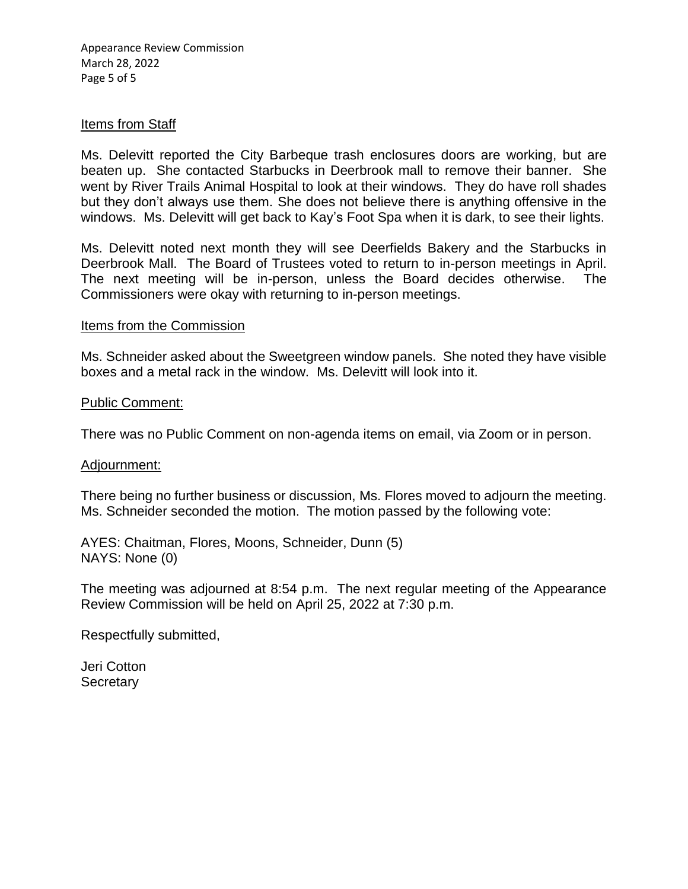Items from Staff

Ms. Delevitt reported the City Barbeque trash enclosures doors are working, but are beaten up. She contacted Starbucks in Deerbrook mall to remove their banner. She went by River Trails Animal Hospital to look at their windows. They do have roll shades but they don't always use them. She does not believe there is anything offensive in the windows. Ms. Delevitt will get back to Kay's Foot Spa when it is dark, to see their lights.

Ms. Delevitt noted next month they will see Deerfields Bakery and the Starbucks in Deerbrook Mall. The Board of Trustees voted to return to in-person meetings in April. The next meeting will be in-person, unless the Board decides otherwise. The Commissioners were okay with returning to in-person meetings.

Items from the Commission

Ms. Schneider asked about the Sweetgreen window panels. She noted they have visible boxes and a metal rack in the window. Ms. Delevitt will look into it.

Public Comment:

There was no Public Comment on non-agenda items on email, via Zoom or in person.

Adjournment:

There being no further business or discussion, Ms. Flores moved to adjourn the meeting. Ms. Schneider seconded the motion. The motion passed by the following vote:

AYES: Chaitman, Flores, Moons, Schneider, Dunn (5)
NAYS: None (0)

The meeting was adjourned at 8:54 p.m. The next regular meeting of the Appearance Review Commission will be held on April 25, 2022 at 7:30 p.m.

Respectfully submitted,

Jeri Cotton
Secretary